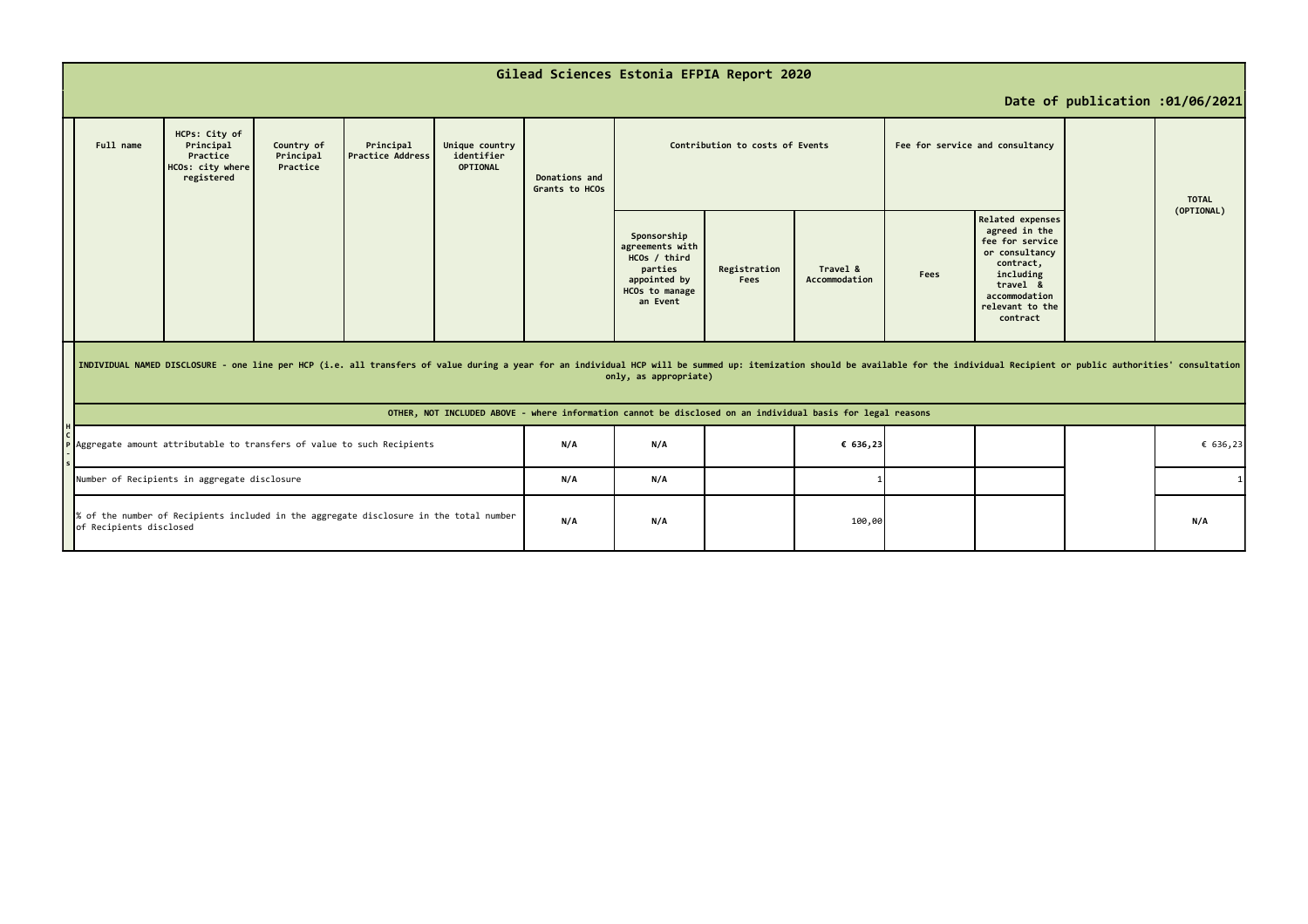# Gilead Sciences Estonia EFPIA Report 2020

**Date of publication :01/06/2021**

| | Full name | HCPs: City of Principal Practice HCOs: city where registered | Country of Principal Practice | Principal Practice Address | Unique country identifier OPTIONAL | Donations and Grants to HCOs | Contribution to costs of Events | | | Fee for service and consultancy | | | TOTAL (OPTIONAL) |
|---|---|---|---|---|---|---|---|---|---|---|---|---|---|
| | | | | | | | Sponsorship agreements with HCOs / third parties appointed by HCOs to manage an Event | Registration Fees | Travel & Accommodation | Fees | Related expenses agreed in the fee for service or consultancy contract, including travel & accommodation relevant to the contract | | |
| HCPs | INDIVIDUAL NAMED DISCLOSURE - one line per HCP (i.e. all transfers of value during a year for an individual HCP will be summed up: itemization should be available for the individual Recipient or public authorities' consultation only, as appropriate) | | | | | | | | | | | | |
| | OTHER, NOT INCLUDED ABOVE - where information cannot be disclosed on an individual basis for legal reasons | | | | | | | | | | | | |
| | Aggregate amount attributable to transfers of value to such Recipients | | | | | N/A | N/A | | € 636,23 | | | | € 636,23 |
| | Number of Recipients in aggregate disclosure | | | | | N/A | N/A | | 1 | | | | 1 |
| | % of the number of Recipients included in the aggregate disclosure in the total number of Recipients disclosed | | | | | N/A | N/A | | 100,00 | | | | N/A |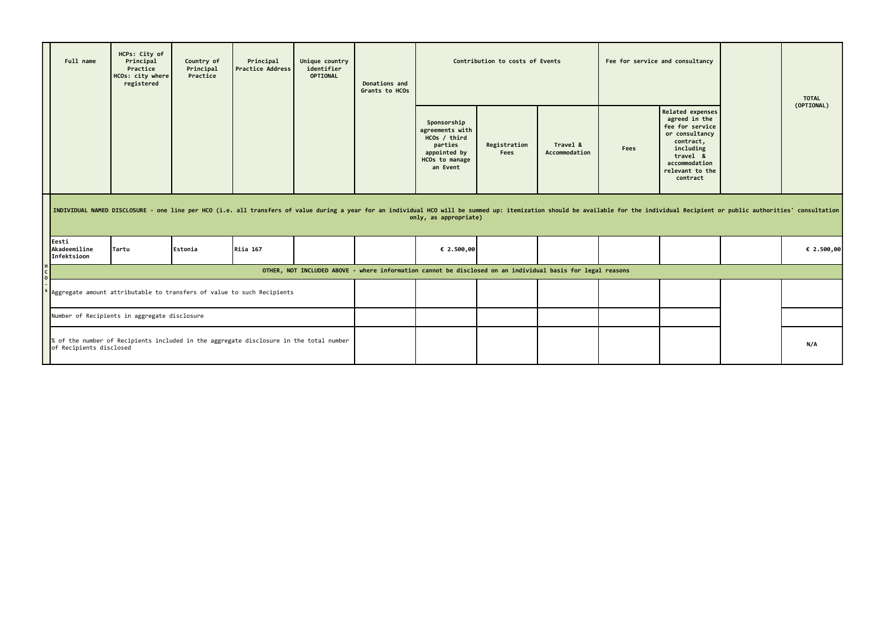| | Full name | HCPs: City of Principal Practice HCOs: city where registered | Country of Principal Practice | Principal Practice Address | Unique country identifier OPTIONAL | Donations and Grants to HCOs | Contribution to costs of Events | | | Fee for service and consultancy | | | TOTAL (OPTIONAL) |
|---|---|---|---|---|---|---|---|---|---|---|---|---|---|
| | | | | | | | Sponsorship agreements with HCOs / third parties appointed by HCOs to manage an Event | Registration Fees | Travel & Accommodation | Fees | Related expenses agreed in the fee for service or consultancy contract, including travel & accommodation relevant to the contract | | |
| HCOs | INDIVIDUAL NAMED DISCLOSURE - one line per HCO (i.e. all transfers of value during a year for an individual HCO will be summed up: itemization should be available for the individual Recipient or public authorities' consultation only, as appropriate) | | | | | | | | | | | | |
| | Eesti Akadeemiline Infektsioon | Tartu | Estonia | Riia 167 | | | € 2.500,00 | | | | | | € 2.500,00 |
| | OTHER, NOT INCLUDED ABOVE - where information cannot be disclosed on an individual basis for legal reasons | | | | | | | | | | | | |
| | Aggregate amount attributable to transfers of value to such Recipients | | | | | | | | | | | | |
| | Number of Recipients in aggregate disclosure | | | | | | | | | | | | |
| | % of the number of Recipients included in the aggregate disclosure in the total number of Recipients disclosed | | | | | | | | | | | | N/A |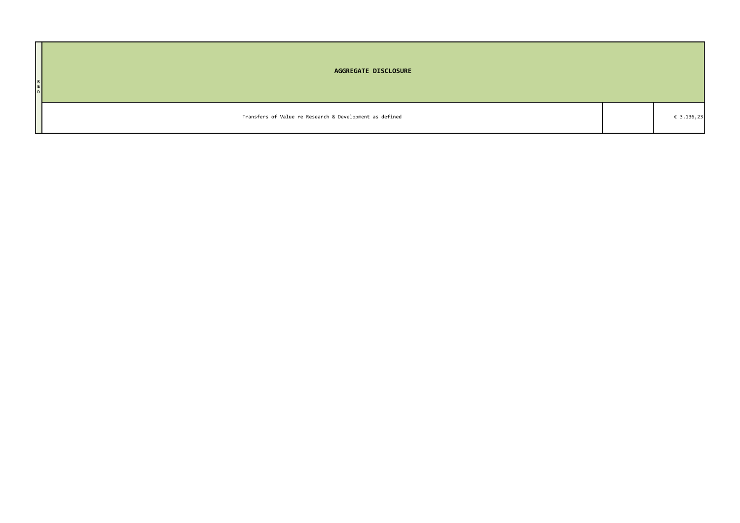| | | | |
|---|---|---|---|
| R & D | AGGREGATE DISCLOSURE | | |
| | Transfers of Value re Research & Development as defined | | € 3.136,23 |